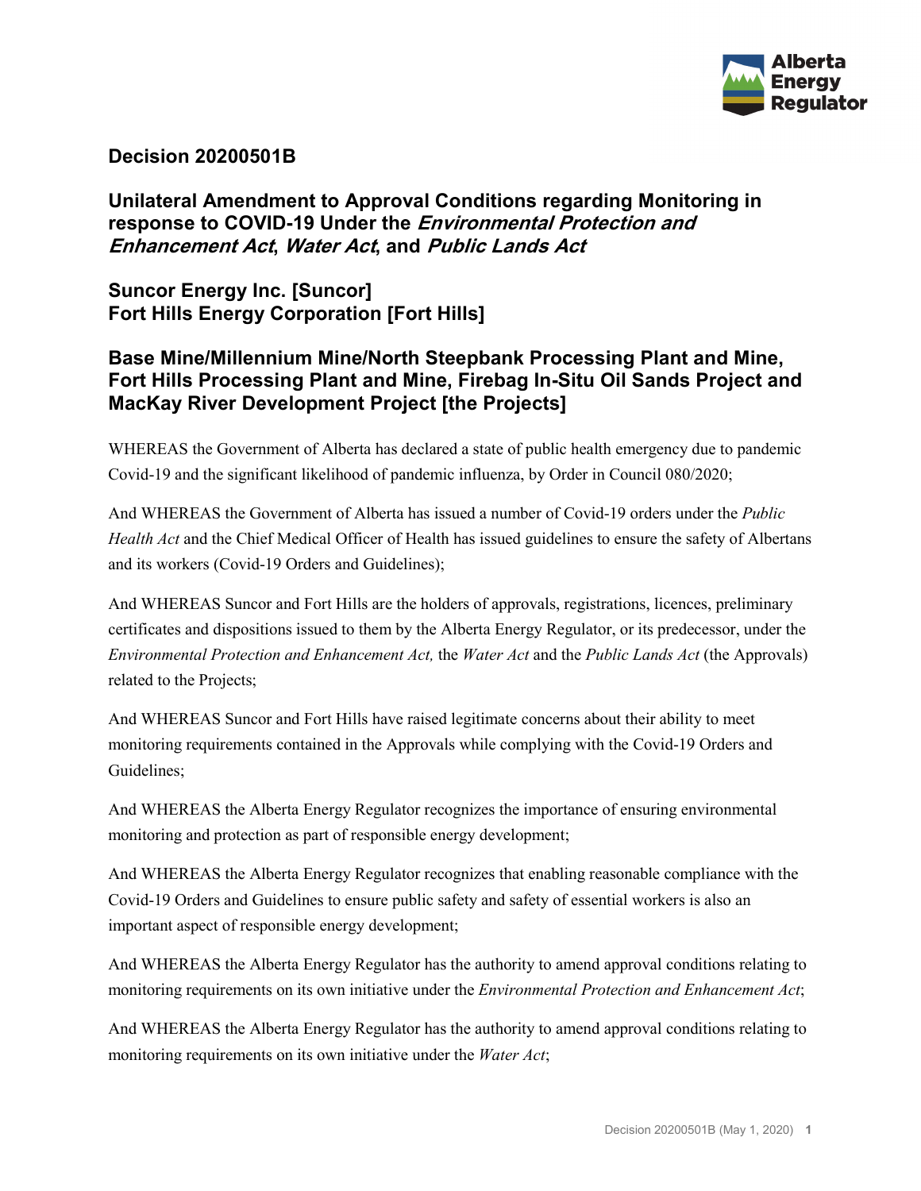# Decision 20200501B

## Unilateral Amendment to Approval Conditions regarding Monitoring in response to COVID-19 Under the *Environmental Protection and Enhancement Act*, *Water Act*, and *Public Lands Act*

## Suncor Energy Inc. [Suncor]
## Fort Hills Energy Corporation [Fort Hills]

## Base Mine/Millennium Mine/North Steepbank Processing Plant and Mine, Fort Hills Processing Plant and Mine, Firebag In-Situ Oil Sands Project and MacKay River Development Project [the Projects]

WHEREAS the Government of Alberta has declared a state of public health emergency due to pandemic Covid-19 and the significant likelihood of pandemic influenza, by Order in Council 080/2020;

And WHEREAS the Government of Alberta has issued a number of Covid-19 orders under the *Public Health Act* and the Chief Medical Officer of Health has issued guidelines to ensure the safety of Albertans and its workers (Covid-19 Orders and Guidelines);

And WHEREAS Suncor and Fort Hills are the holders of approvals, registrations, licences, preliminary certificates and dispositions issued to them by the Alberta Energy Regulator, or its predecessor, under the *Environmental Protection and Enhancement Act,* the *Water Act* and the *Public Lands Act* (the Approvals) related to the Projects;

And WHEREAS Suncor and Fort Hills have raised legitimate concerns about their ability to meet monitoring requirements contained in the Approvals while complying with the Covid-19 Orders and Guidelines;

And WHEREAS the Alberta Energy Regulator recognizes the importance of ensuring environmental monitoring and protection as part of responsible energy development;

And WHEREAS the Alberta Energy Regulator recognizes that enabling reasonable compliance with the Covid-19 Orders and Guidelines to ensure public safety and safety of essential workers is also an important aspect of responsible energy development;

And WHEREAS the Alberta Energy Regulator has the authority to amend approval conditions relating to monitoring requirements on its own initiative under the *Environmental Protection and Enhancement Act*;

And WHEREAS the Alberta Energy Regulator has the authority to amend approval conditions relating to monitoring requirements on its own initiative under the *Water Act*;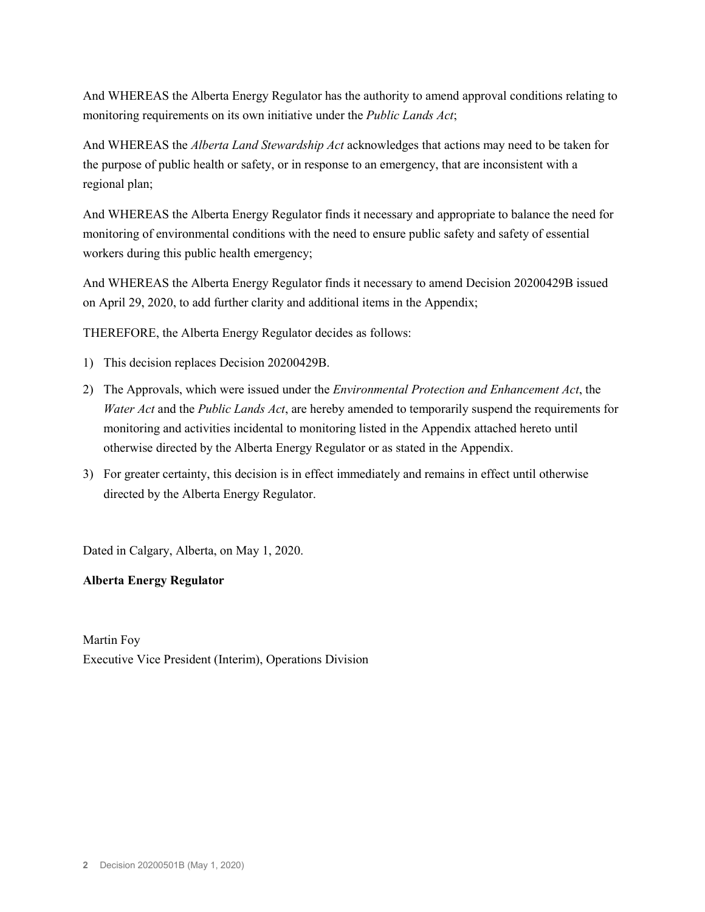And WHEREAS the Alberta Energy Regulator has the authority to amend approval conditions relating to monitoring requirements on its own initiative under the *Public Lands Act*;

And WHEREAS the *Alberta Land Stewardship Act* acknowledges that actions may need to be taken for the purpose of public health or safety, or in response to an emergency, that are inconsistent with a regional plan;

And WHEREAS the Alberta Energy Regulator finds it necessary and appropriate to balance the need for monitoring of environmental conditions with the need to ensure public safety and safety of essential workers during this public health emergency;

And WHEREAS the Alberta Energy Regulator finds it necessary to amend Decision 20200429B issued on April 29, 2020, to add further clarity and additional items in the Appendix;

THEREFORE, the Alberta Energy Regulator decides as follows:

1) This decision replaces Decision 20200429B.
2) The Approvals, which were issued under the *Environmental Protection and Enhancement Act*, the *Water Act* and the *Public Lands Act*, are hereby amended to temporarily suspend the requirements for monitoring and activities incidental to monitoring listed in the Appendix attached hereto until otherwise directed by the Alberta Energy Regulator or as stated in the Appendix.
3) For greater certainty, this decision is in effect immediately and remains in effect until otherwise directed by the Alberta Energy Regulator.

Dated in Calgary, Alberta, on May 1, 2020.

**Alberta Energy Regulator**

Martin Foy
Executive Vice President (Interim), Operations Division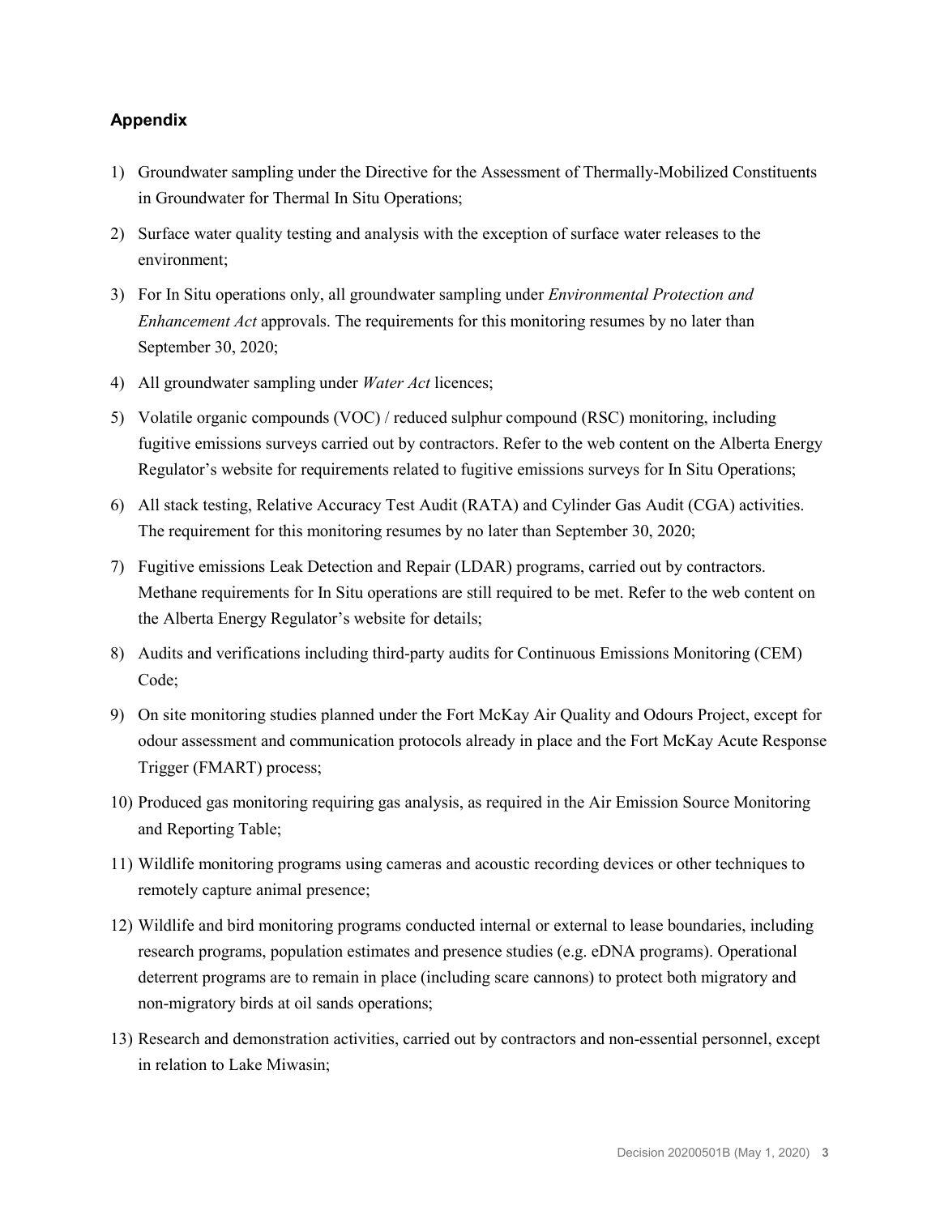### Appendix

1) Groundwater sampling under the Directive for the Assessment of Thermally-Mobilized Constituents in Groundwater for Thermal In Situ Operations;

2) Surface water quality testing and analysis with the exception of surface water releases to the environment;

3) For In Situ operations only, all groundwater sampling under *Environmental Protection and Enhancement Act* approvals. The requirements for this monitoring resumes by no later than September 30, 2020;

4) All groundwater sampling under *Water Act* licences;

5) Volatile organic compounds (VOC) / reduced sulphur compound (RSC) monitoring, including fugitive emissions surveys carried out by contractors. Refer to the web content on the Alberta Energy Regulator's website for requirements related to fugitive emissions surveys for In Situ Operations;

6) All stack testing, Relative Accuracy Test Audit (RATA) and Cylinder Gas Audit (CGA) activities. The requirement for this monitoring resumes by no later than September 30, 2020;

7) Fugitive emissions Leak Detection and Repair (LDAR) programs, carried out by contractors. Methane requirements for In Situ operations are still required to be met. Refer to the web content on the Alberta Energy Regulator's website for details;

8) Audits and verifications including third-party audits for Continuous Emissions Monitoring (CEM) Code;

9) On site monitoring studies planned under the Fort McKay Air Quality and Odours Project, except for odour assessment and communication protocols already in place and the Fort McKay Acute Response Trigger (FMART) process;

10) Produced gas monitoring requiring gas analysis, as required in the Air Emission Source Monitoring and Reporting Table;

11) Wildlife monitoring programs using cameras and acoustic recording devices or other techniques to remotely capture animal presence;

12) Wildlife and bird monitoring programs conducted internal or external to lease boundaries, including research programs, population estimates and presence studies (e.g. eDNA programs). Operational deterrent programs are to remain in place (including scare cannons) to protect both migratory and non-migratory birds at oil sands operations;

13) Research and demonstration activities, carried out by contractors and non-essential personnel, except in relation to Lake Miwasin;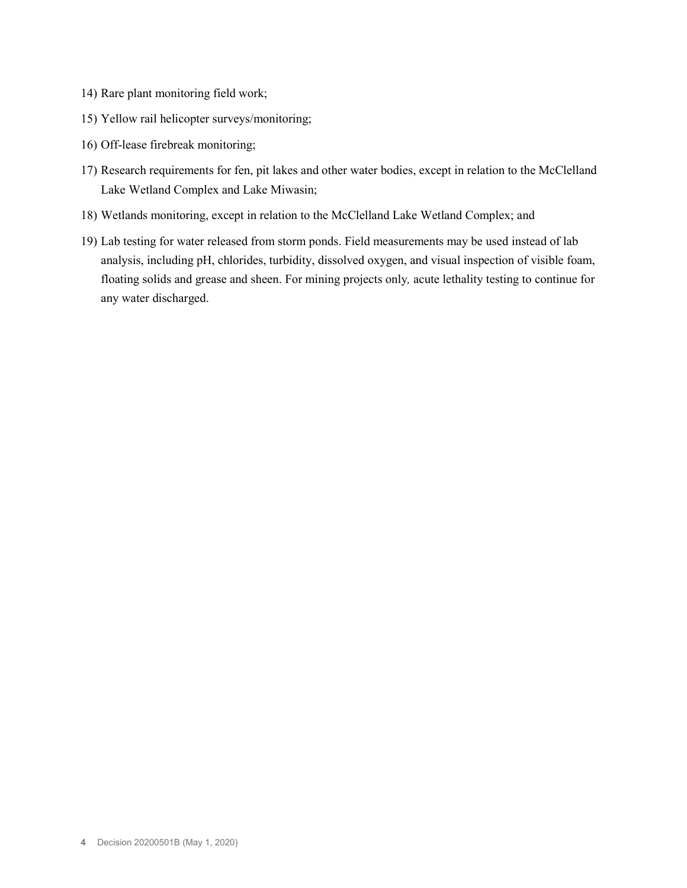14) Rare plant monitoring field work;
15) Yellow rail helicopter surveys/monitoring;
16) Off-lease firebreak monitoring;
17) Research requirements for fen, pit lakes and other water bodies, except in relation to the McClelland Lake Wetland Complex and Lake Miwasin;
18) Wetlands monitoring, except in relation to the McClelland Lake Wetland Complex; and
19) Lab testing for water released from storm ponds. Field measurements may be used instead of lab analysis, including pH, chlorides, turbidity, dissolved oxygen, and visual inspection of visible foam, floating solids and grease and sheen. For mining projects only*,* acute lethality testing to continue for any water discharged.